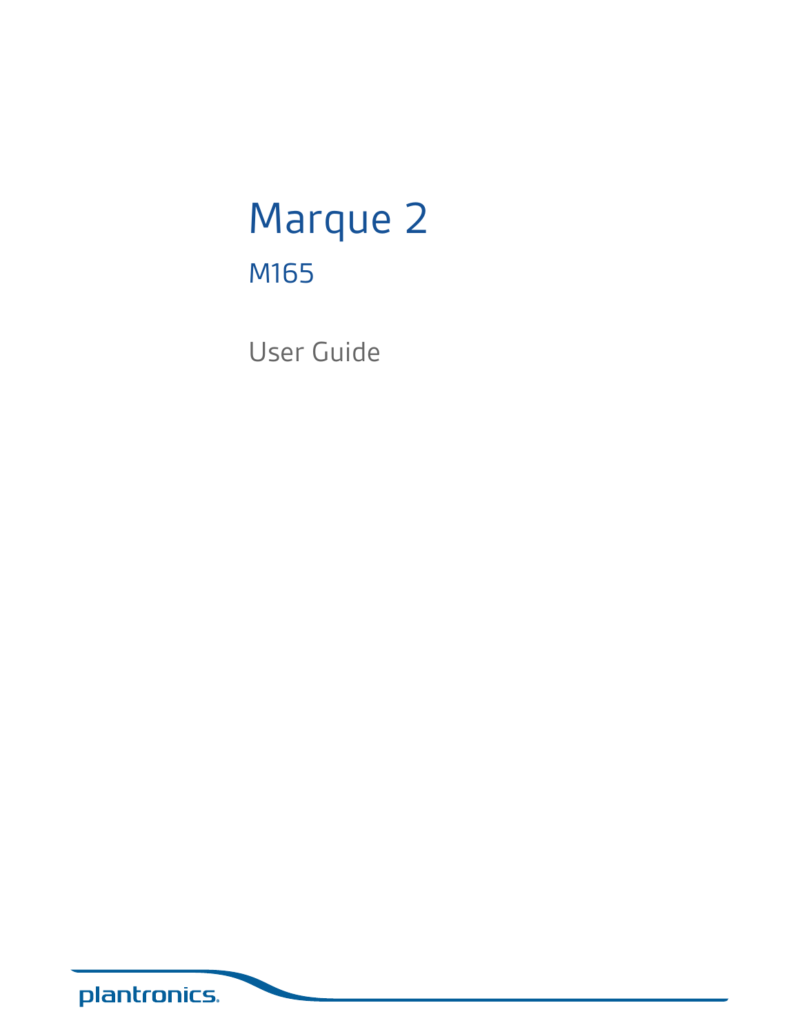# Marque 2

## M165

User Guide

plantronics.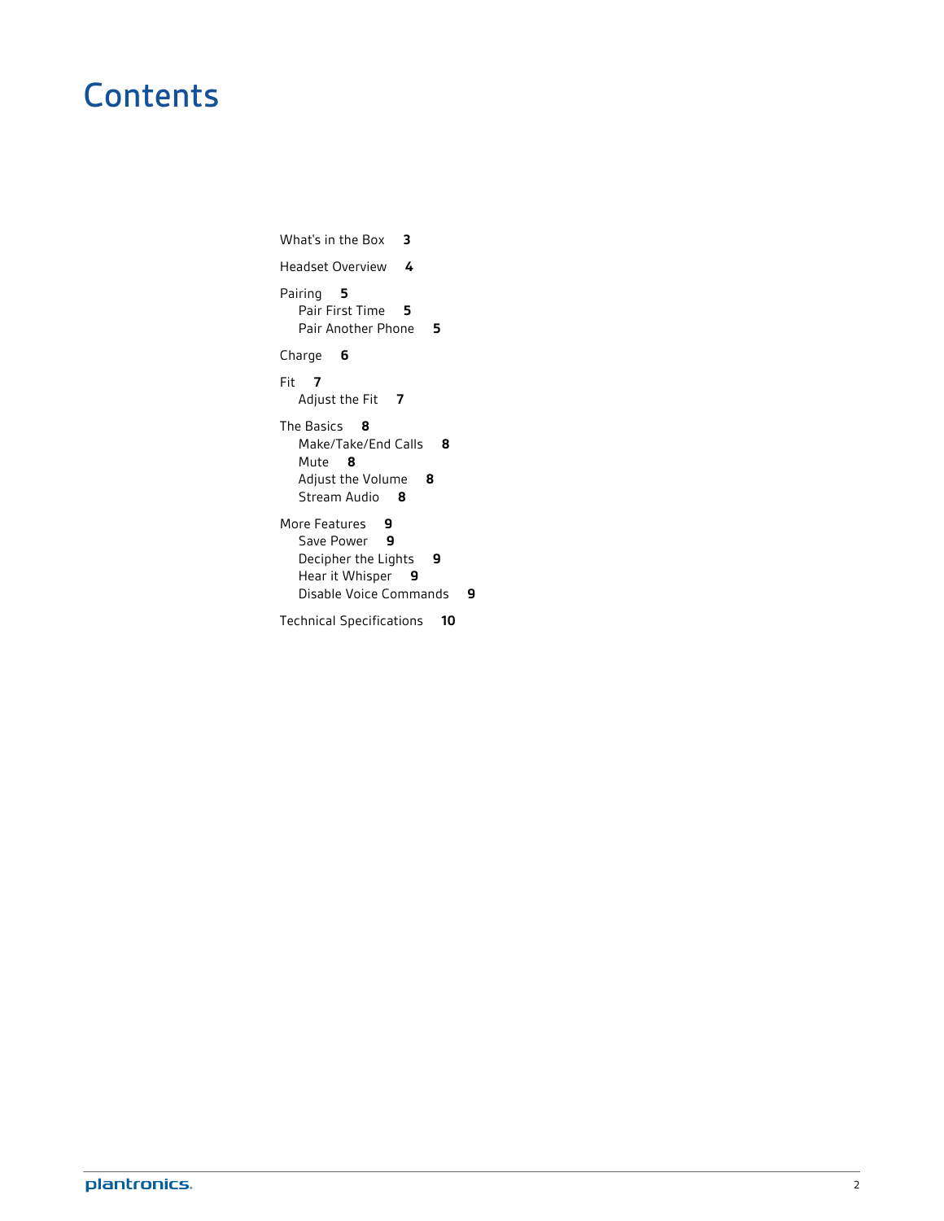# Contents

What's in the Box **3**

Headset Overview **4**

Pairing **5**
- Pair First Time **5**
- Pair Another Phone **5**

Charge **6**

Fit **7**
- Adjust the Fit **7**

The Basics **8**
- Make/Take/End Calls **8**
- Mute **8**
- Adjust the Volume **8**
- Stream Audio **8**

More Features **9**
- Save Power **9**
- Decipher the Lights **9**
- Hear it Whisper **9**
- Disable Voice Commands **9**

Technical Specifications **10**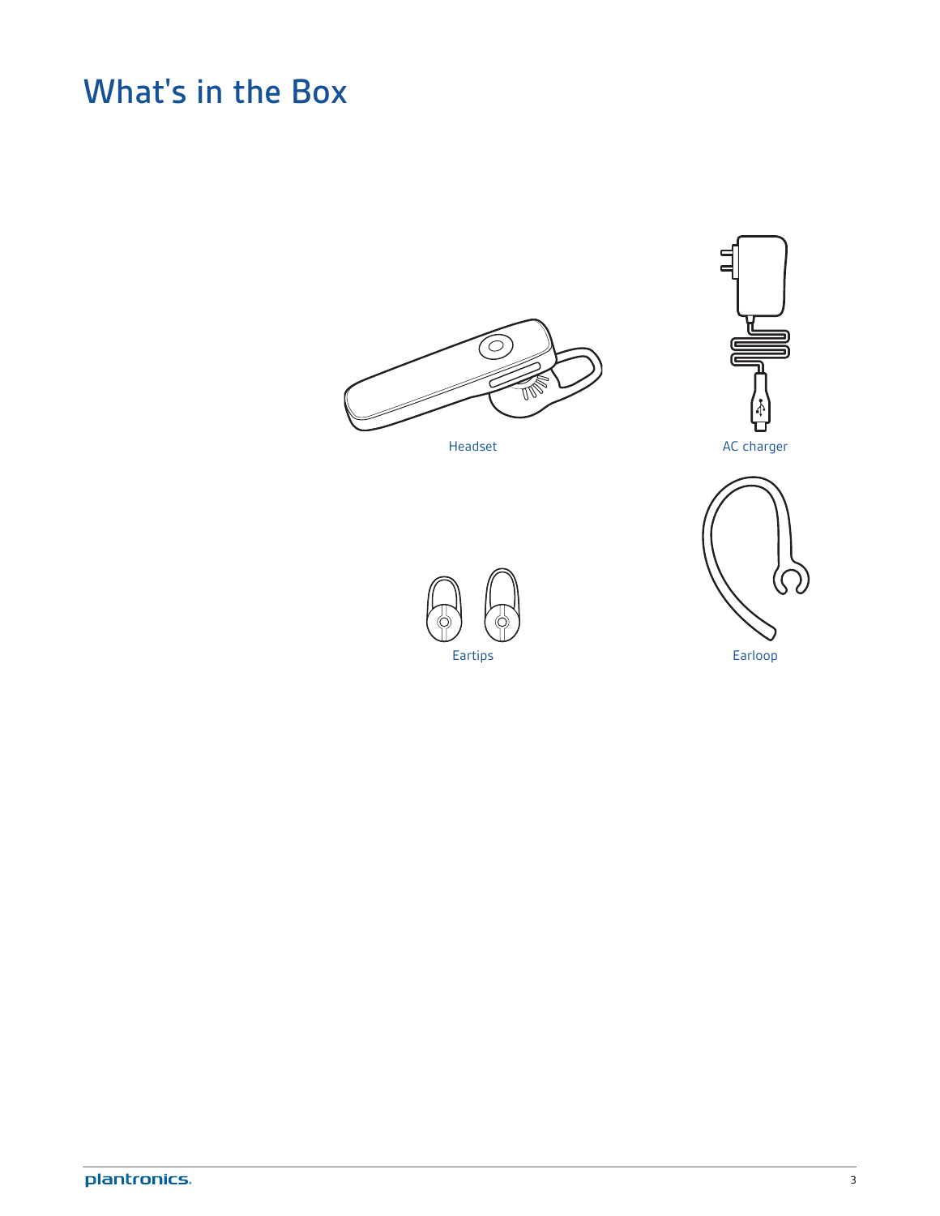# What's in the Box

Headset

AC charger

Eartips

Earloop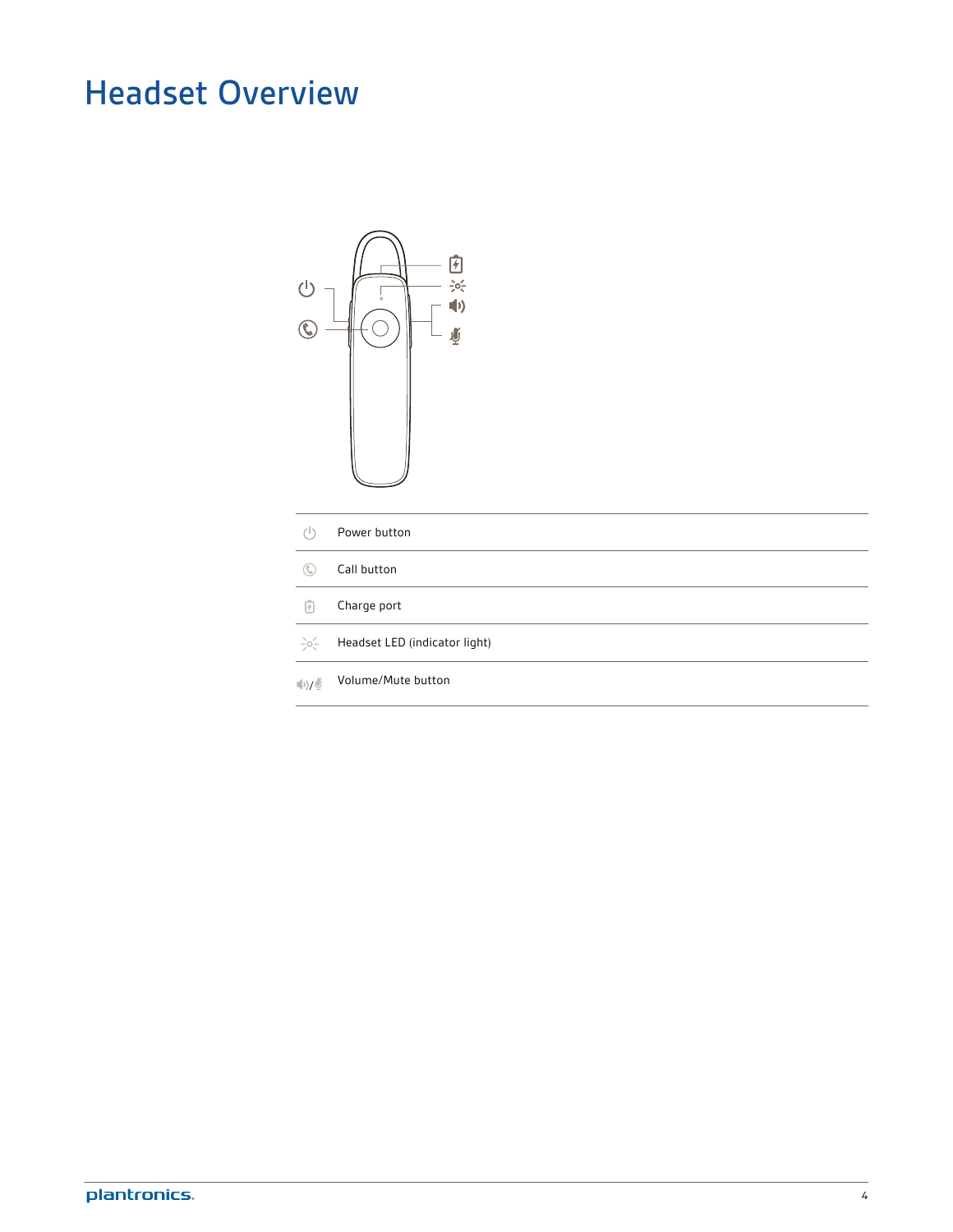# Headset Overview

| | |
|---|---|
| | Power button |
| | Call button |
| | Charge port |
| | Headset LED (indicator light) |
| / | Volume/Mute button |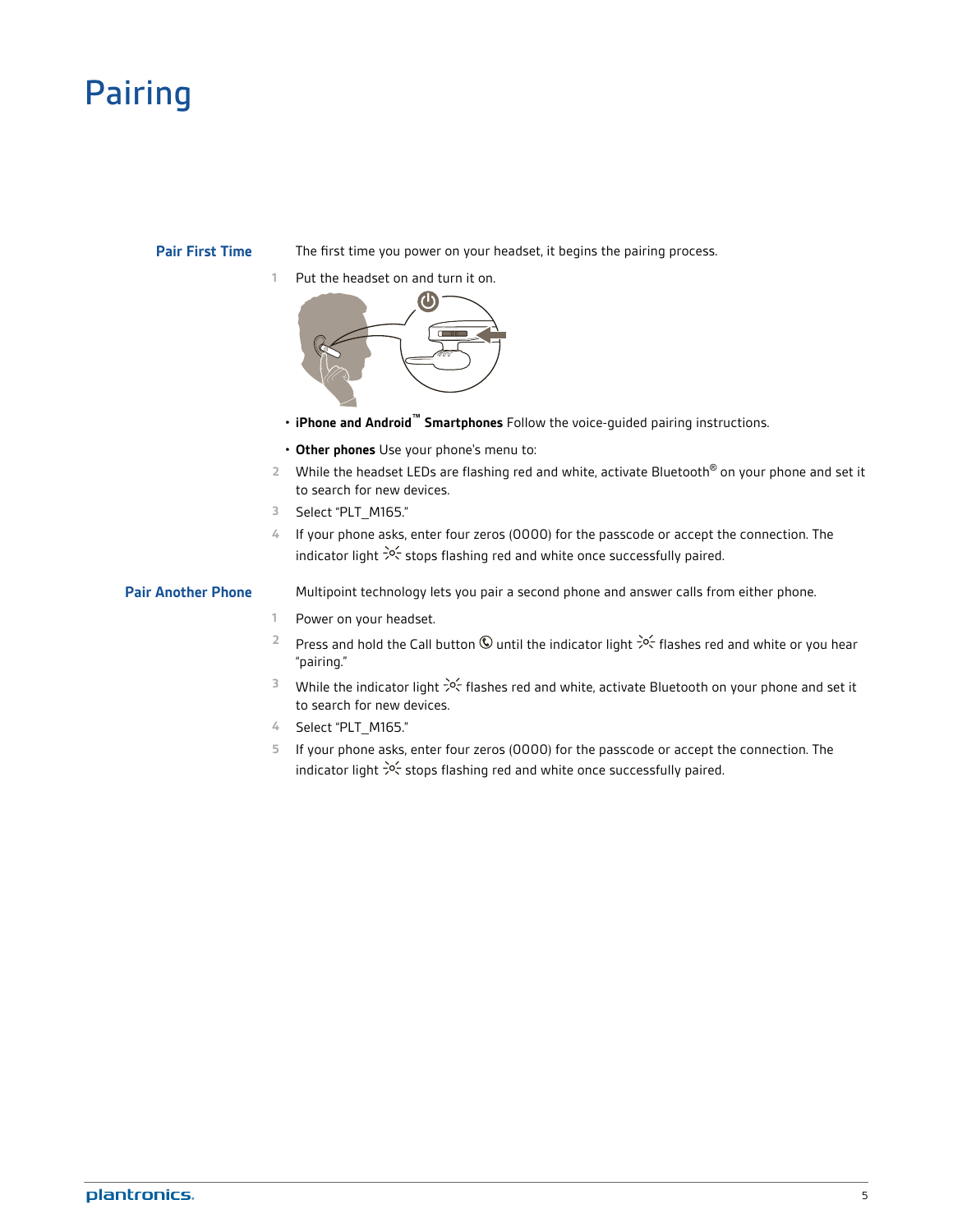# Pairing

## Pair First Time

The first time you power on your headset, it begins the pairing process.

1. Put the headset on and turn it on.
   - **iPhone and Android™ Smartphones** Follow the voice-guided pairing instructions.
   - **Other phones** Use your phone's menu to:
2. While the headset LEDs are flashing red and white, activate Bluetooth® on your phone and set it to search for new devices.
3. Select "PLT_M165."
4. If your phone asks, enter four zeros (0000) for the passcode or accept the connection. The indicator light stops flashing red and white once successfully paired.

## Pair Another Phone

Multipoint technology lets you pair a second phone and answer calls from either phone.

1. Power on your headset.
2. Press and hold the Call button until the indicator light flashes red and white or you hear "pairing."
3. While the indicator light flashes red and white, activate Bluetooth on your phone and set it to search for new devices.
4. Select "PLT_M165."
5. If your phone asks, enter four zeros (0000) for the passcode or accept the connection. The indicator light stops flashing red and white once successfully paired.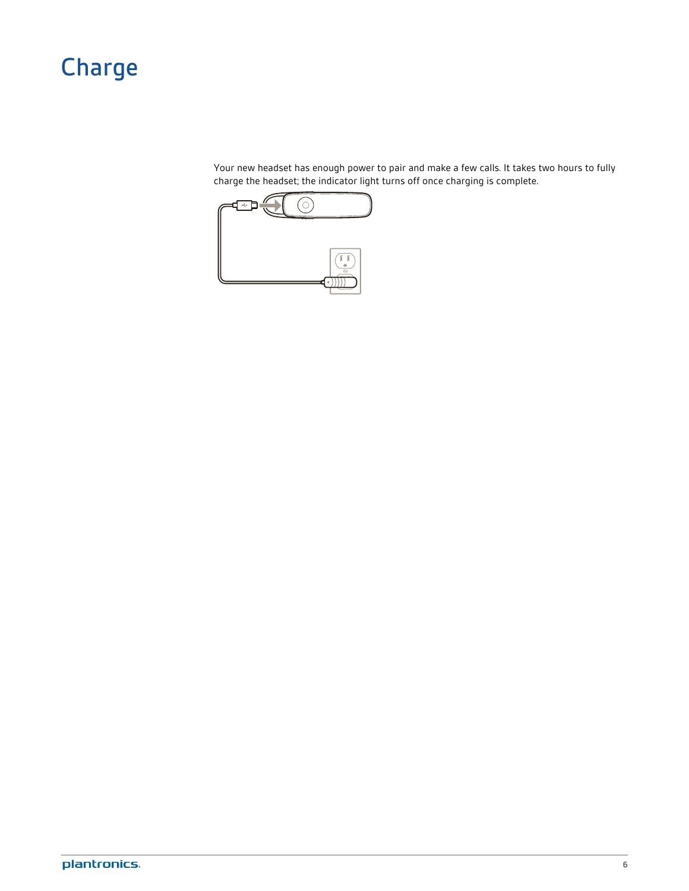# Charge

Your new headset has enough power to pair and make a few calls. It takes two hours to fully charge the headset; the indicator light turns off once charging is complete.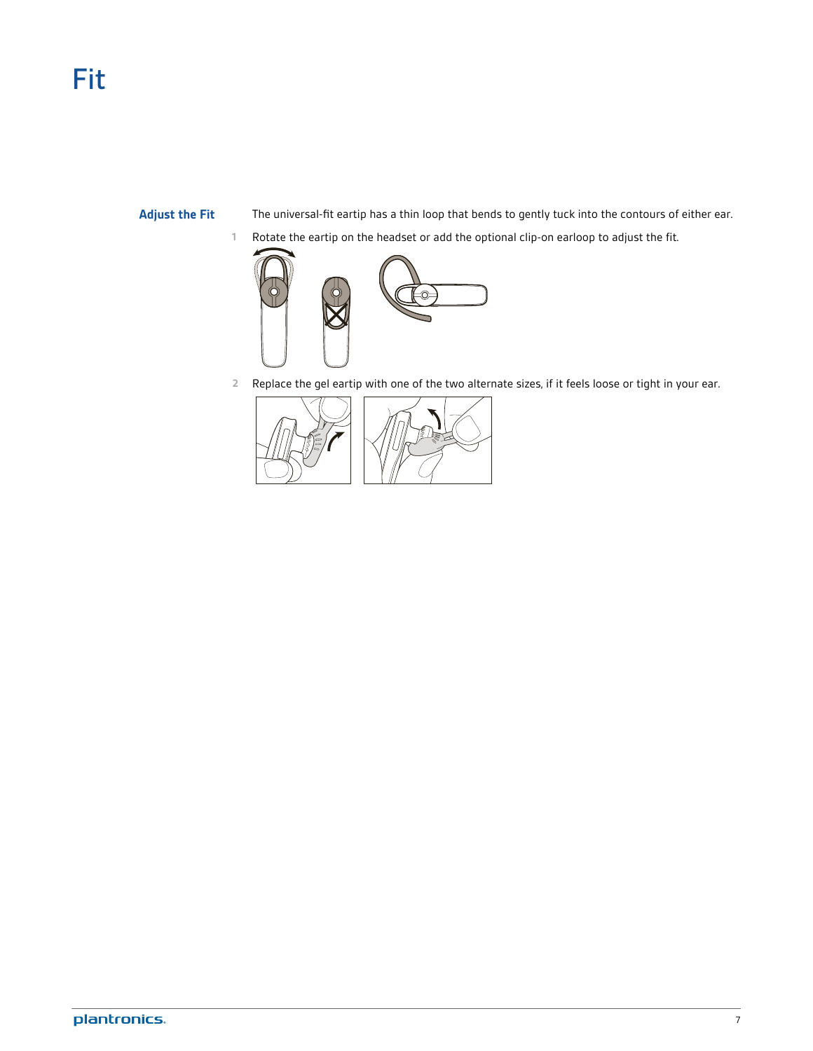# Fit

## Adjust the Fit

The universal-fit eartip has a thin loop that bends to gently tuck into the contours of either ear.

1. Rotate the eartip on the headset or add the optional clip-on earloop to adjust the fit.

2. Replace the gel eartip with one of the two alternate sizes, if it feels loose or tight in your ear.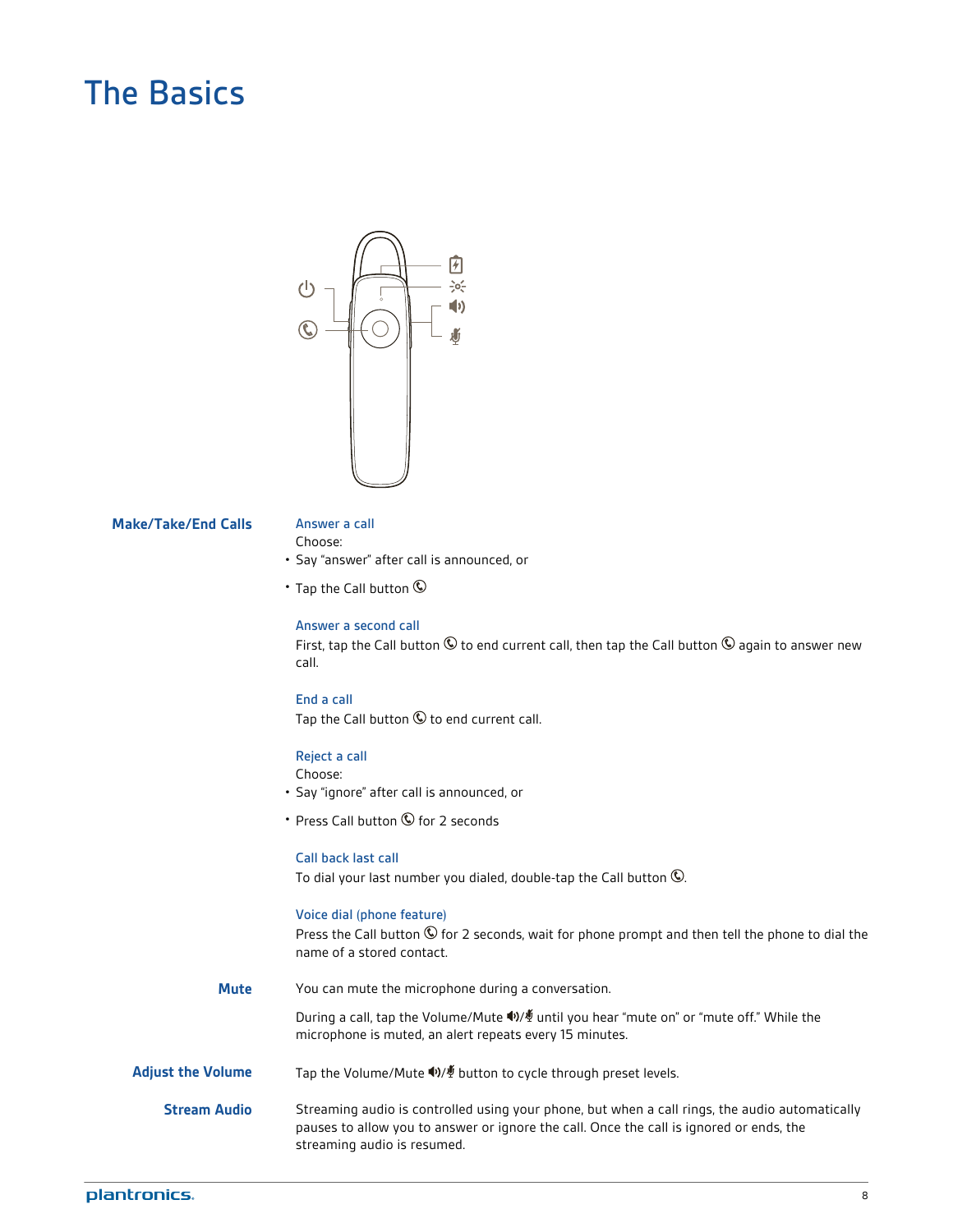# The Basics

## Make/Take/End Calls

### Answer a call

Choose:

- Say "answer" after call is announced, or
- Tap the Call button

### Answer a second call

First, tap the Call button to end current call, then tap the Call button again to answer new call.

### End a call

Tap the Call button to end current call.

### Reject a call

Choose:

- Say "ignore" after call is announced, or
- Press Call button for 2 seconds

### Call back last call

To dial your last number you dialed, double-tap the Call button.

### Voice dial (phone feature)

Press the Call button for 2 seconds, wait for phone prompt and then tell the phone to dial the name of a stored contact.

## Mute

You can mute the microphone during a conversation.

During a call, tap the Volume/Mute until you hear "mute on" or "mute off." While the microphone is muted, an alert repeats every 15 minutes.

## Adjust the Volume

Tap the Volume/Mute button to cycle through preset levels.

## Stream Audio

Streaming audio is controlled using your phone, but when a call rings, the audio automatically pauses to allow you to answer or ignore the call. Once the call is ignored or ends, the streaming audio is resumed.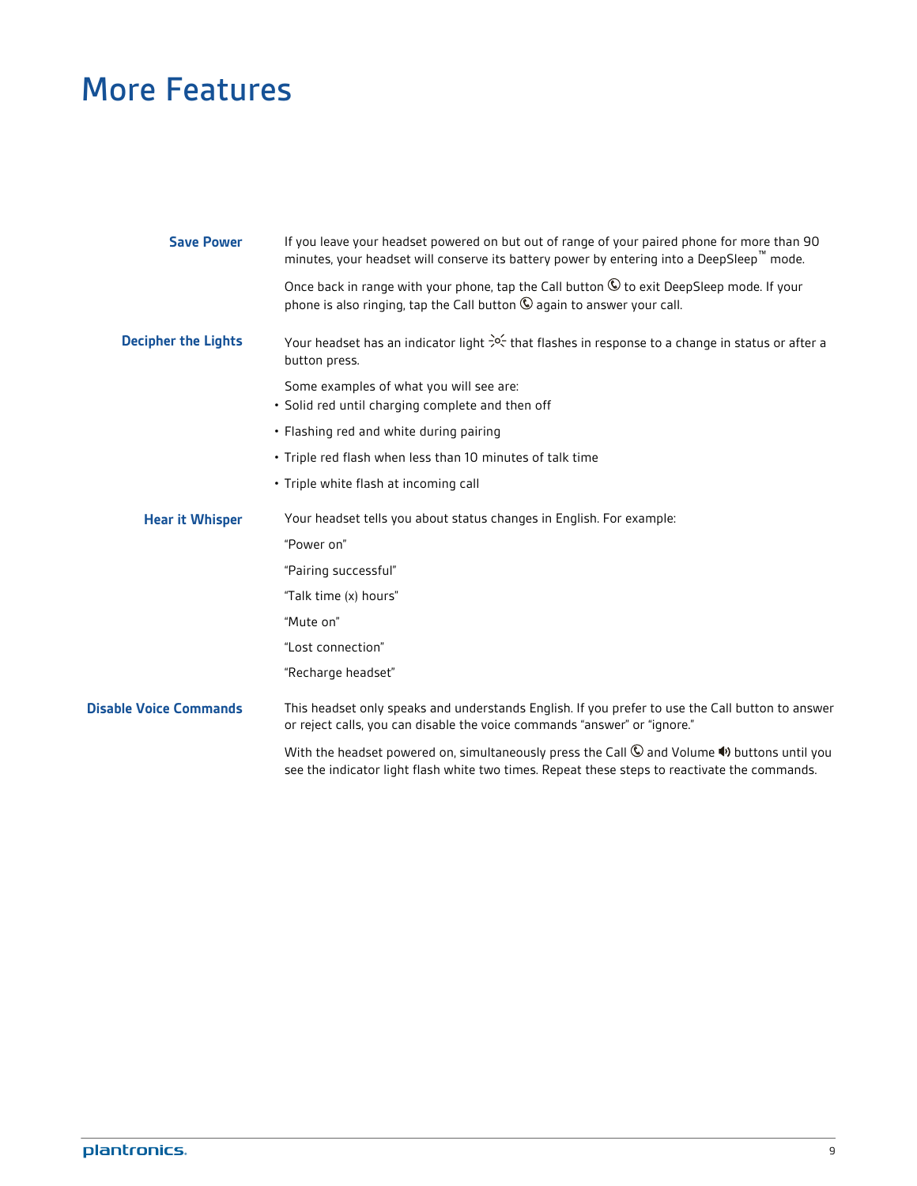# More Features

## Save Power

If you leave your headset powered on but out of range of your paired phone for more than 90 minutes, your headset will conserve its battery power by entering into a DeepSleep™ mode.

Once back in range with your phone, tap the Call button to exit DeepSleep mode. If your phone is also ringing, tap the Call button again to answer your call.

## Decipher the Lights

Your headset has an indicator light that flashes in response to a change in status or after a button press.

Some examples of what you will see are:

- Solid red until charging complete and then off
- Flashing red and white during pairing
- Triple red flash when less than 10 minutes of talk time
- Triple white flash at incoming call

## Hear it Whisper

Your headset tells you about status changes in English. For example:

"Power on"

"Pairing successful"

"Talk time (x) hours"

"Mute on"

"Lost connection"

"Recharge headset"

## Disable Voice Commands

This headset only speaks and understands English. If you prefer to use the Call button to answer or reject calls, you can disable the voice commands "answer" or "ignore."

With the headset powered on, simultaneously press the Call and Volume buttons until you see the indicator light flash white two times. Repeat these steps to reactivate the commands.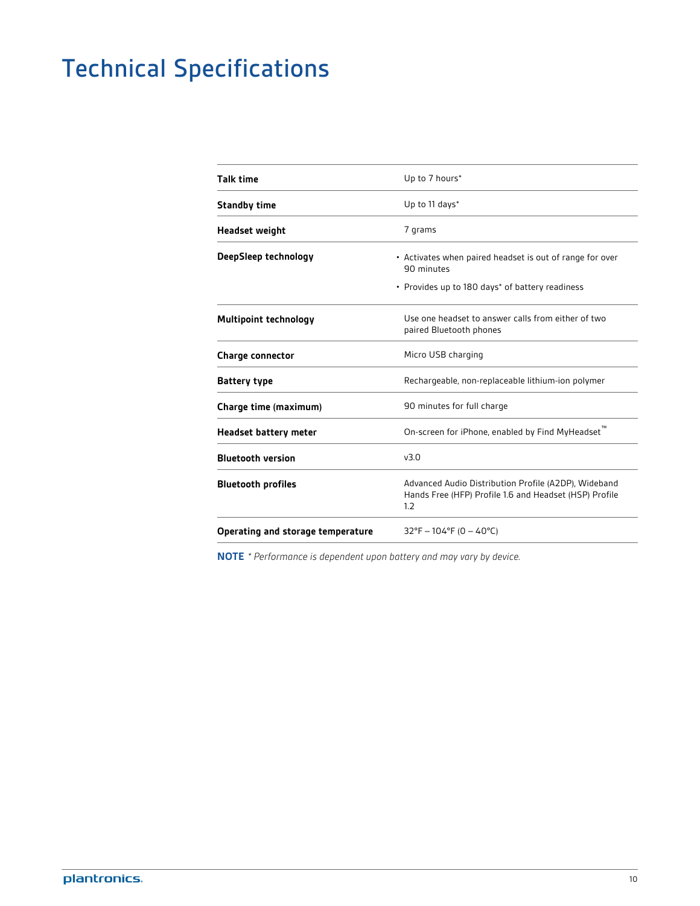# Technical Specifications

| | |
|---|---|
| **Talk time** | Up to 7 hours* |
| **Standby time** | Up to 11 days* |
| **Headset weight** | 7 grams |
| **DeepSleep technology** | • Activates when paired headset is out of range for over 90 minutes<br>• Provides up to 180 days* of battery readiness |
| **Multipoint technology** | Use one headset to answer calls from either of two paired Bluetooth phones |
| **Charge connector** | Micro USB charging |
| **Battery type** | Rechargeable, non-replaceable lithium-ion polymer |
| **Charge time (maximum)** | 90 minutes for full charge |
| **Headset battery meter** | On-screen for iPhone, enabled by Find MyHeadset™ |
| **Bluetooth version** | v3.0 |
| **Bluetooth profiles** | Advanced Audio Distribution Profile (A2DP), Wideband Hands Free (HFP) Profile 1.6 and Headset (HSP) Profile 1.2 |
| **Operating and storage temperature** | 32°F – 104°F (0 – 40°C) |

**NOTE** *\* Performance is dependent upon battery and may vary by device.*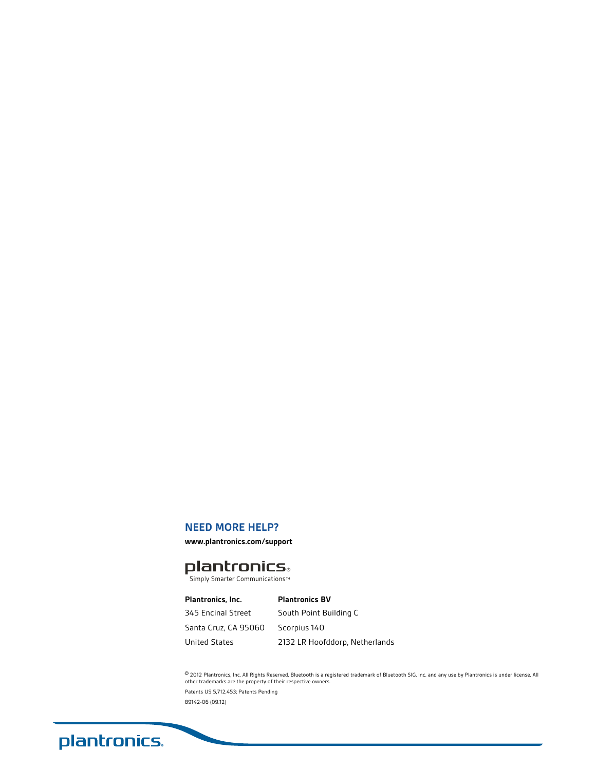## NEED MORE HELP?

**www.plantronics.com/support**

plantronics®
Simply Smarter Communications™

| | |
|---|---|
| **Plantronics, Inc.** | **Plantronics BV** |
| 345 Encinal Street | South Point Building C |
| Santa Cruz, CA 95060 | Scorpius 140 |
| United States | 2132 LR Hoofddorp, Netherlands |

© 2012 Plantronics, Inc. All Rights Reserved. Bluetooth is a registered trademark of Bluetooth SIG, Inc. and any use by Plantronics is under license. All other trademarks are the property of their respective owners.

Patents US 5,712,453; Patents Pending

89142-06 (09.12)

plantronics.